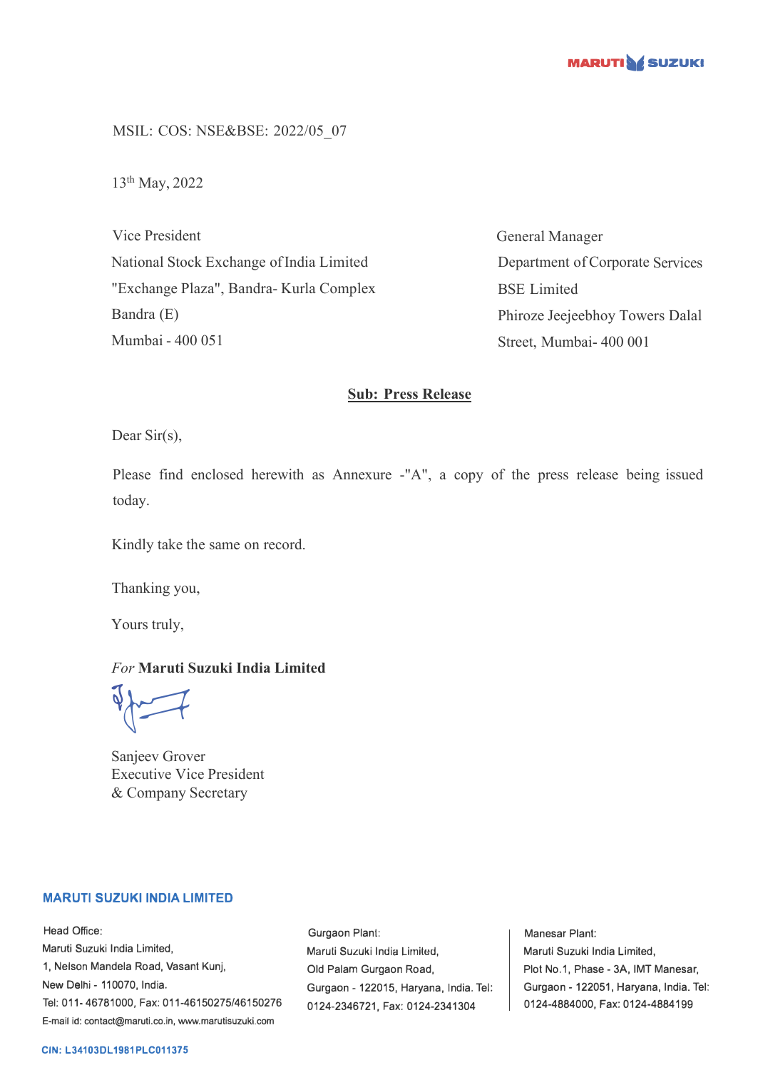MSIL: COS: NSE&BSE: 2022/05_07

13th May, 2022

Vice President
National Stock Exchange of India Limited
"Exchange Plaza", Bandra- Kurla Complex
Bandra (E)
Mumbai - 400 051

General Manager
Department of Corporate Services
BSE Limited
Phiroze Jeejeebhoy Towers Dalal
Street, Mumbai- 400 001

**Sub: Press Release**

Dear Sir(s),

Please find enclosed herewith as Annexure -"A", a copy of the press release being issued today.

Kindly take the same on record.

Thanking you,

Yours truly,

*For* **Maruti Suzuki India Limited**

Sanjeev Grover
Executive Vice President
& Company Secretary

**MARUTI SUZUKI INDIA LIMITED**

Head Office:
Maruti Suzuki India Limited,
1, Nelson Mandela Road, Vasant Kunj,
New Delhi - 110070, India.
Tel: 011- 46781000, Fax: 011-46150275/46150276
E-mail id: contact@maruti.co.in, www.marutisuzuki.com

Gurgaon Plant:
Maruti Suzuki India Limited,
Old Palam Gurgaon Road,
Gurgaon - 122015, Haryana, India. Tel: 0124-2346721, Fax: 0124-2341304

Manesar Plant:
Maruti Suzuki India Limited,
Plot No.1, Phase - 3A, IMT Manesar,
Gurgaon - 122051, Haryana, India. Tel: 0124-4884000, Fax: 0124-4884199

CIN: L34103DL1981PLC011375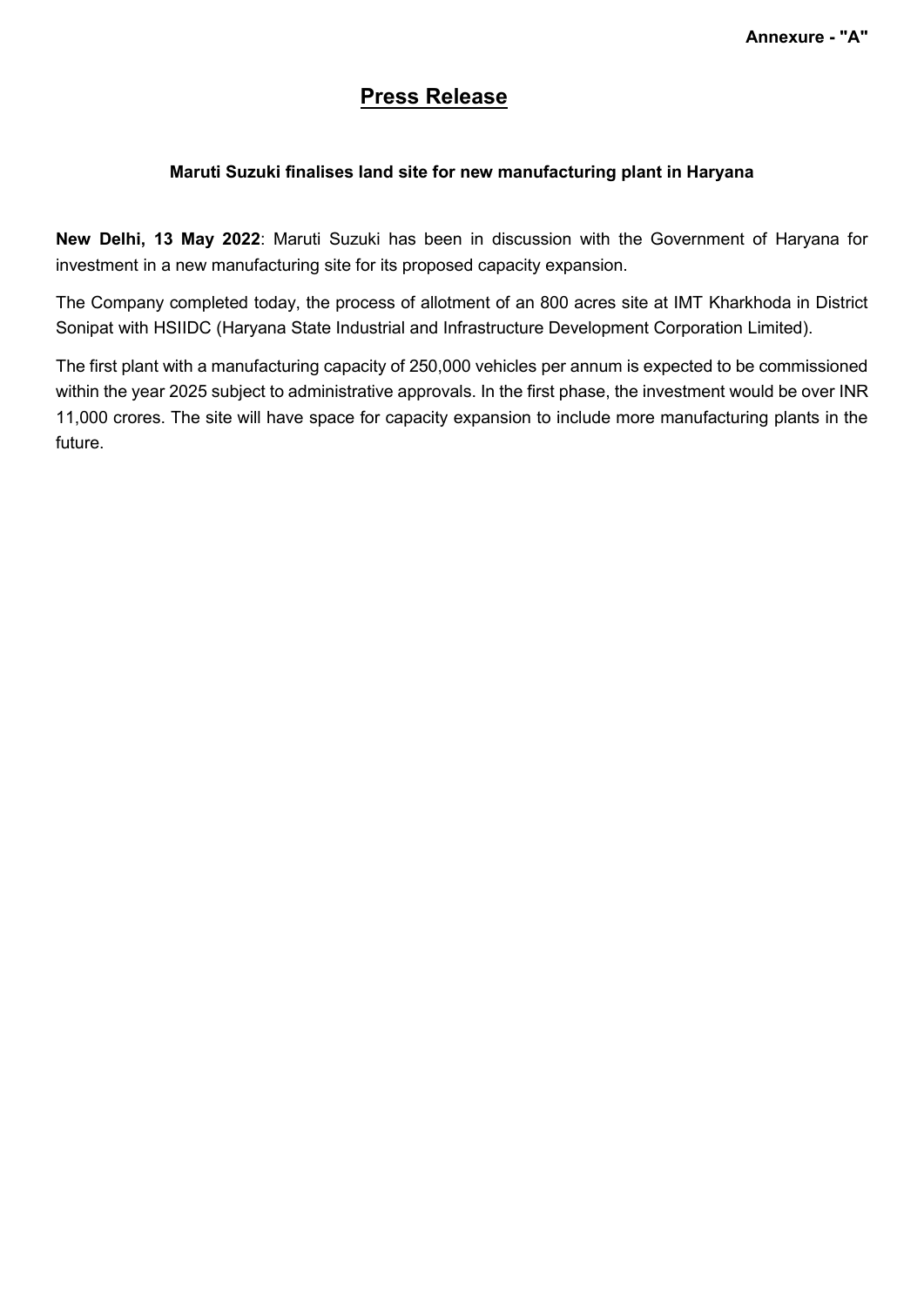**Annexure - "A"**

# Press Release

### Maruti Suzuki finalises land site for new manufacturing plant in Haryana

**New Delhi, 13 May 2022**: Maruti Suzuki has been in discussion with the Government of Haryana for investment in a new manufacturing site for its proposed capacity expansion.

The Company completed today, the process of allotment of an 800 acres site at IMT Kharkhoda in District Sonipat with HSIIDC (Haryana State Industrial and Infrastructure Development Corporation Limited).

The first plant with a manufacturing capacity of 250,000 vehicles per annum is expected to be commissioned within the year 2025 subject to administrative approvals. In the first phase, the investment would be over INR 11,000 crores. The site will have space for capacity expansion to include more manufacturing plants in the future.